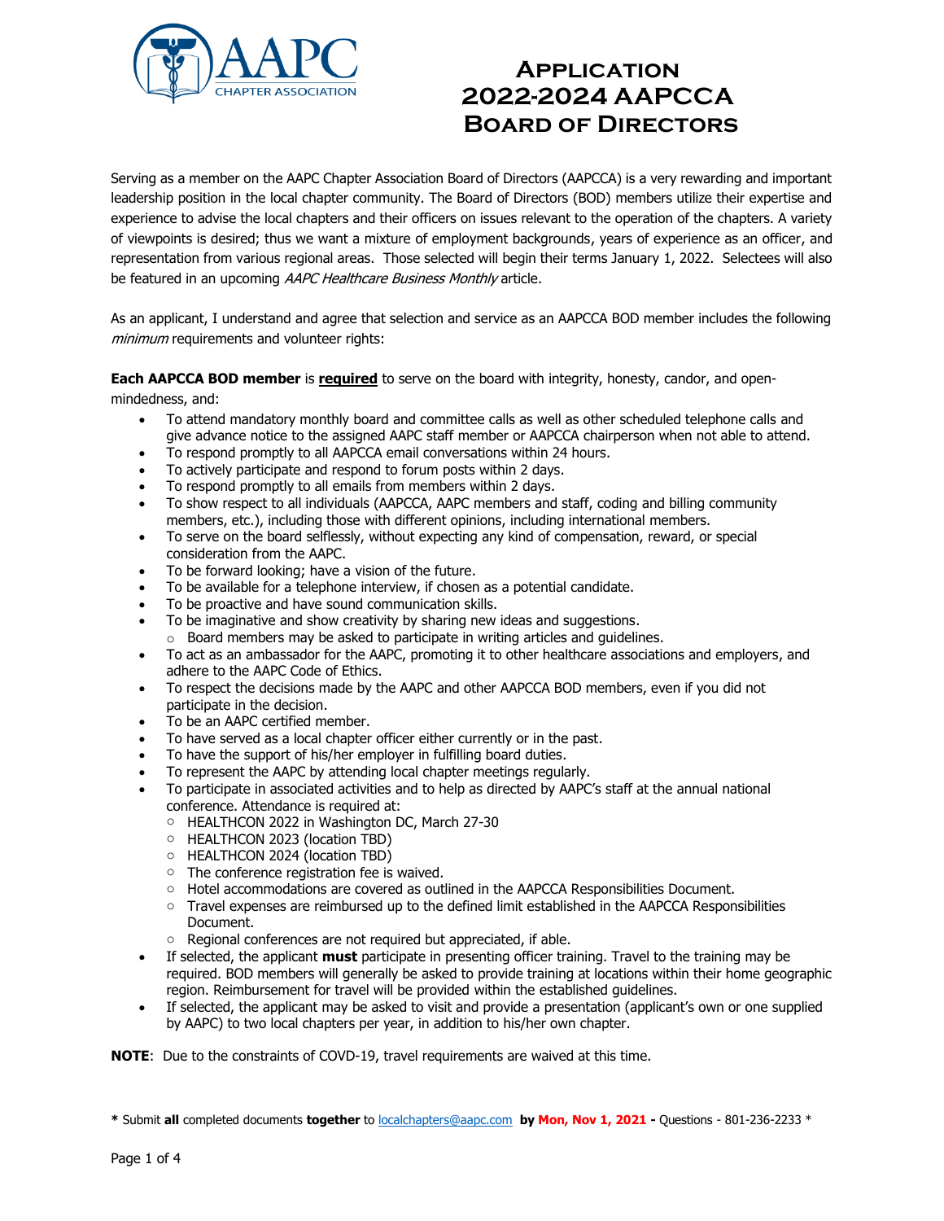# Application 2022-2024 AAPCCA Board of Directors

Serving as a member on the AAPC Chapter Association Board of Directors (AAPCCA) is a very rewarding and important leadership position in the local chapter community. The Board of Directors (BOD) members utilize their expertise and experience to advise the local chapters and their officers on issues relevant to the operation of the chapters. A variety of viewpoints is desired; thus we want a mixture of employment backgrounds, years of experience as an officer, and representation from various regional areas. Those selected will begin their terms January 1, 2022. Selectees will also be featured in an upcoming *AAPC Healthcare Business Monthly* article.

As an applicant, I understand and agree that selection and service as an AAPCCA BOD member includes the following *minimum* requirements and volunteer rights:

**Each AAPCCA BOD member** is **required** to serve on the board with integrity, honesty, candor, and open-mindedness, and:

- To attend mandatory monthly board and committee calls as well as other scheduled telephone calls and give advance notice to the assigned AAPC staff member or AAPCCA chairperson when not able to attend.
- To respond promptly to all AAPCCA email conversations within 24 hours.
- To actively participate and respond to forum posts within 2 days.
- To respond promptly to all emails from members within 2 days.
- To show respect to all individuals (AAPCCA, AAPC members and staff, coding and billing community members, etc.), including those with different opinions, including international members.
- To serve on the board selflessly, without expecting any kind of compensation, reward, or special consideration from the AAPC.
- To be forward looking; have a vision of the future.
- To be available for a telephone interview, if chosen as a potential candidate.
- To be proactive and have sound communication skills.
- To be imaginative and show creativity by sharing new ideas and suggestions.
  - Board members may be asked to participate in writing articles and guidelines.
- To act as an ambassador for the AAPC, promoting it to other healthcare associations and employers, and adhere to the AAPC Code of Ethics.
- To respect the decisions made by the AAPC and other AAPCCA BOD members, even if you did not participate in the decision.
- To be an AAPC certified member.
- To have served as a local chapter officer either currently or in the past.
- To have the support of his/her employer in fulfilling board duties.
- To represent the AAPC by attending local chapter meetings regularly.
- To participate in associated activities and to help as directed by AAPC's staff at the annual national conference. Attendance is required at:
  - HEALTHCON 2022 in Washington DC, March 27-30
  - HEALTHCON 2023 (location TBD)
  - HEALTHCON 2024 (location TBD)
  - The conference registration fee is waived.
  - Hotel accommodations are covered as outlined in the AAPCCA Responsibilities Document.
  - Travel expenses are reimbursed up to the defined limit established in the AAPCCA Responsibilities Document.
  - Regional conferences are not required but appreciated, if able.
- If selected, the applicant **must** participate in presenting officer training. Travel to the training may be required. BOD members will generally be asked to provide training at locations within their home geographic region. Reimbursement for travel will be provided within the established guidelines.
- If selected, the applicant may be asked to visit and provide a presentation (applicant's own or one supplied by AAPC) to two local chapters per year, in addition to his/her own chapter.

**NOTE**: Due to the constraints of COVD-19, travel requirements are waived at this time.

**\*** Submit **all** completed documents **together** to localchapters@aapc.com **by Mon, Nov 1, 2021 -** Questions - 801-236-2233 *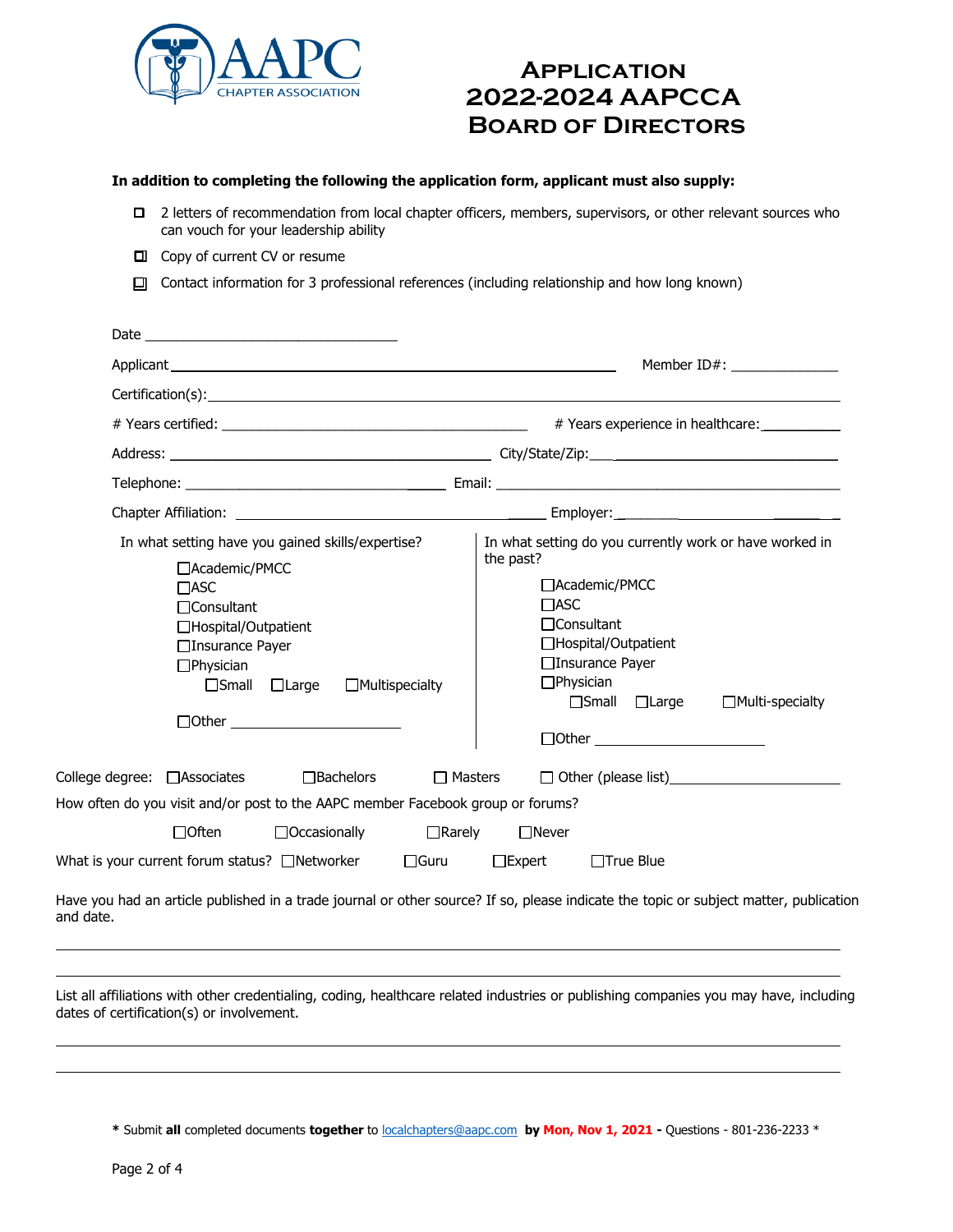# Application 2022-2024 AAPCCA Board of Directors

**In addition to completing the following the application form, applicant must also supply:**

- ☐ 2 letters of recommendation from local chapter officers, members, supervisors, or other relevant sources who can vouch for your leadership ability
- ☐ Copy of current CV or resume
- ☐ Contact information for 3 professional references (including relationship and how long known)

Date ______________________________

Applicant ______________________________ Member ID#: ______________

Certification(s): ______________________________

# Years certified: ______________________________ # Years experience in healthcare: __________

Address: ______________________________ City/State/Zip: ______________________________

Telephone: ______________________________ Email: ______________________________

Chapter Affiliation: ______________________________ Employer: ______________________________

In what setting have you gained skills/expertise?

- ☐Academic/PMCC
- ☐ASC
- ☐Consultant
- ☐Hospital/Outpatient
- ☐Insurance Payer
- ☐Physician
  - ☐Small ☐Large ☐Multispecialty
- ☐Other ______________________

In what setting do you currently work or have worked in the past?

- ☐Academic/PMCC
- ☐ASC
- ☐Consultant
- ☐Hospital/Outpatient
- ☐Insurance Payer
- ☐Physician
  - ☐Small ☐Large ☐Multi-specialty
- ☐Other ______________________

College degree: ☐Associates ☐Bachelors ☐ Masters ☐ Other (please list)______________________

How often do you visit and/or post to the AAPC member Facebook group or forums?

☐Often ☐Occasionally ☐Rarely ☐Never

What is your current forum status? ☐Networker ☐Guru ☐Expert ☐True Blue

Have you had an article published in a trade journal or other source? If so, please indicate the topic or subject matter, publication and date.

______________________________________________________________________

______________________________________________________________________

List all affiliations with other credentialing, coding, healthcare related industries or publishing companies you may have, including dates of certification(s) or involvement.

______________________________________________________________________

______________________________________________________________________

\* Submit **all** completed documents **together** to [localchapters@aapc.com](mailto:localchapters@aapc.com) **by Mon, Nov 1, 2021 -** Questions - 801-236-2233 \*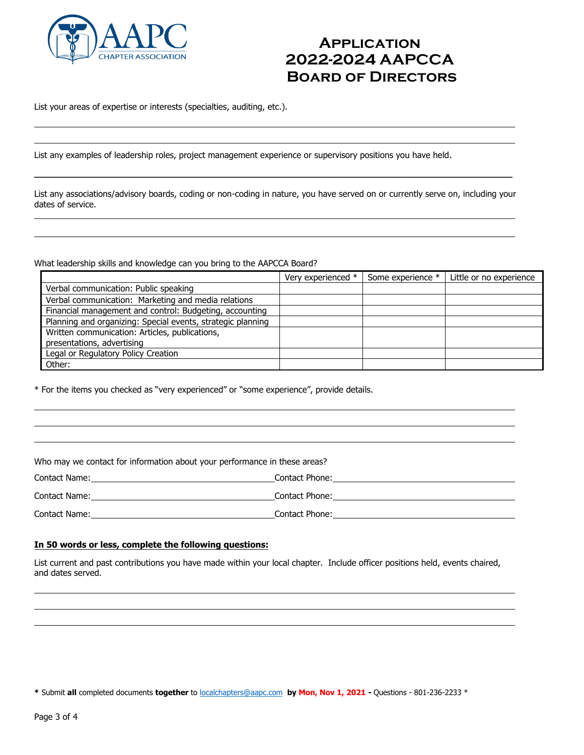# Application 2022-2024 AAPCCA Board of Directors

List your areas of expertise or interests (specialties, auditing, etc.).

\_\_\_\_\_\_\_\_\_\_\_\_\_\_\_\_\_\_\_\_\_\_\_\_\_\_\_\_\_\_\_\_\_\_\_\_\_\_\_\_\_\_\_\_\_\_\_\_\_\_\_\_\_\_\_\_\_\_\_\_\_\_\_\_\_\_\_\_\_\_\_\_\_\_\_\_

\_\_\_\_\_\_\_\_\_\_\_\_\_\_\_\_\_\_\_\_\_\_\_\_\_\_\_\_\_\_\_\_\_\_\_\_\_\_\_\_\_\_\_\_\_\_\_\_\_\_\_\_\_\_\_\_\_\_\_\_\_\_\_\_\_\_\_\_\_\_\_\_\_\_\_\_

List any examples of leadership roles, project management experience or supervisory positions you have held.

\_\_\_\_\_\_\_\_\_\_\_\_\_\_\_\_\_\_\_\_\_\_\_\_\_\_\_\_\_\_\_\_\_\_\_\_\_\_\_\_\_\_\_\_\_\_\_\_\_\_\_\_\_\_\_\_\_\_\_\_\_\_\_\_\_\_\_\_\_\_\_\_\_\_\_\_

List any associations/advisory boards, coding or non-coding in nature, you have served on or currently serve on, including your dates of service.

\_\_\_\_\_\_\_\_\_\_\_\_\_\_\_\_\_\_\_\_\_\_\_\_\_\_\_\_\_\_\_\_\_\_\_\_\_\_\_\_\_\_\_\_\_\_\_\_\_\_\_\_\_\_\_\_\_\_\_\_\_\_\_\_\_\_\_\_\_\_\_\_\_\_\_\_

\_\_\_\_\_\_\_\_\_\_\_\_\_\_\_\_\_\_\_\_\_\_\_\_\_\_\_\_\_\_\_\_\_\_\_\_\_\_\_\_\_\_\_\_\_\_\_\_\_\_\_\_\_\_\_\_\_\_\_\_\_\_\_\_\_\_\_\_\_\_\_\_\_\_\_\_

What leadership skills and knowledge can you bring to the AAPCCA Board?

| | Very experienced * | Some experience * | Little or no experience |
|---|---|---|---|
| Verbal communication: Public speaking | | | |
| Verbal communication: Marketing and media relations | | | |
| Financial management and control: Budgeting, accounting | | | |
| Planning and organizing: Special events, strategic planning | | | |
| Written communication: Articles, publications, presentations, advertising | | | |
| Legal or Regulatory Policy Creation | | | |
| Other: | | | |

* For the items you checked as "very experienced" or "some experience", provide details.

\_\_\_\_\_\_\_\_\_\_\_\_\_\_\_\_\_\_\_\_\_\_\_\_\_\_\_\_\_\_\_\_\_\_\_\_\_\_\_\_\_\_\_\_\_\_\_\_\_\_\_\_\_\_\_\_\_\_\_\_\_\_\_\_\_\_\_\_\_\_\_\_\_\_\_\_

\_\_\_\_\_\_\_\_\_\_\_\_\_\_\_\_\_\_\_\_\_\_\_\_\_\_\_\_\_\_\_\_\_\_\_\_\_\_\_\_\_\_\_\_\_\_\_\_\_\_\_\_\_\_\_\_\_\_\_\_\_\_\_\_\_\_\_\_\_\_\_\_\_\_\_\_

\_\_\_\_\_\_\_\_\_\_\_\_\_\_\_\_\_\_\_\_\_\_\_\_\_\_\_\_\_\_\_\_\_\_\_\_\_\_\_\_\_\_\_\_\_\_\_\_\_\_\_\_\_\_\_\_\_\_\_\_\_\_\_\_\_\_\_\_\_\_\_\_\_\_\_\_

Who may we contact for information about your performance in these areas?

Contact Name: \_\_\_\_\_\_\_\_\_\_\_\_\_\_\_\_\_\_\_\_\_\_\_\_\_\_\_\_\_\_ Contact Phone: \_\_\_\_\_\_\_\_\_\_\_\_\_\_\_\_\_\_\_\_\_\_\_\_\_\_\_\_\_\_

Contact Name: \_\_\_\_\_\_\_\_\_\_\_\_\_\_\_\_\_\_\_\_\_\_\_\_\_\_\_\_\_\_ Contact Phone: \_\_\_\_\_\_\_\_\_\_\_\_\_\_\_\_\_\_\_\_\_\_\_\_\_\_\_\_\_\_

Contact Name: \_\_\_\_\_\_\_\_\_\_\_\_\_\_\_\_\_\_\_\_\_\_\_\_\_\_\_\_\_\_ Contact Phone: \_\_\_\_\_\_\_\_\_\_\_\_\_\_\_\_\_\_\_\_\_\_\_\_\_\_\_\_\_\_

**In 50 words or less, complete the following questions:**

List current and past contributions you have made within your local chapter. Include officer positions held, events chaired, and dates served.

\_\_\_\_\_\_\_\_\_\_\_\_\_\_\_\_\_\_\_\_\_\_\_\_\_\_\_\_\_\_\_\_\_\_\_\_\_\_\_\_\_\_\_\_\_\_\_\_\_\_\_\_\_\_\_\_\_\_\_\_\_\_\_\_\_\_\_\_\_\_\_\_\_\_\_\_

\_\_\_\_\_\_\_\_\_\_\_\_\_\_\_\_\_\_\_\_\_\_\_\_\_\_\_\_\_\_\_\_\_\_\_\_\_\_\_\_\_\_\_\_\_\_\_\_\_\_\_\_\_\_\_\_\_\_\_\_\_\_\_\_\_\_\_\_\_\_\_\_\_\_\_\_

\_\_\_\_\_\_\_\_\_\_\_\_\_\_\_\_\_\_\_\_\_\_\_\_\_\_\_\_\_\_\_\_\_\_\_\_\_\_\_\_\_\_\_\_\_\_\_\_\_\_\_\_\_\_\_\_\_\_\_\_\_\_\_\_\_\_\_\_\_\_\_\_\_\_\_\_

**\*** Submit **all** completed documents **together** to localchapters@aapc.com **by Mon, Nov 1, 2021 -** Questions - 801-236-2233 *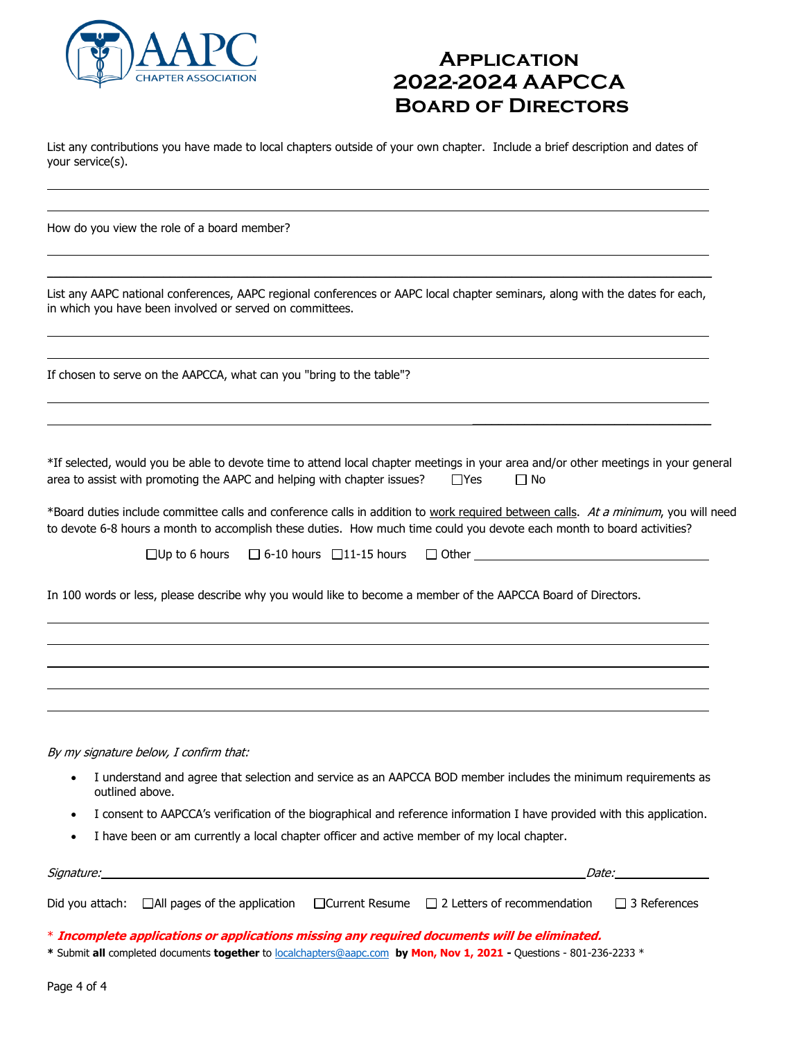# Application 2022-2024 AAPCCA Board of Directors

List any contributions you have made to local chapters outside of your own chapter. Include a brief description and dates of your service(s).

How do you view the role of a board member?

List any AAPC national conferences, AAPC regional conferences or AAPC local chapter seminars, along with the dates for each, in which you have been involved or served on committees.

If chosen to serve on the AAPCCA, what can you "bring to the table"?

*If selected, would you be able to devote time to attend local chapter meetings in your area and/or other meetings in your general area to assist with promoting the AAPC and helping with chapter issues? ☐ Yes ☐ No

*Board duties include committee calls and conference calls in addition to work required between calls. *At a minimum*, you will need to devote 6-8 hours a month to accomplish these duties. How much time could you devote each month to board activities?

☐ Up to 6 hours ☐ 6-10 hours ☐ 11-15 hours ☐ Other ____________________

In 100 words or less, please describe why you would like to become a member of the AAPCCA Board of Directors.

*By my signature below, I confirm that:*

- I understand and agree that selection and service as an AAPCCA BOD member includes the minimum requirements as outlined above.
- I consent to AAPCCA's verification of the biographical and reference information I have provided with this application.
- I have been or am currently a local chapter officer and active member of my local chapter.

*Signature:* ______________________________ *Date:* ____________

Did you attach: ☐ All pages of the application ☐ Current Resume ☐ 2 Letters of recommendation ☐ 3 References

* ***Incomplete applications or applications missing any required documents will be eliminated.***

**\*** Submit **all** completed documents **together** to localchapters@aapc.com **by Mon, Nov 1, 2021 -** Questions - 801-236-2233 *